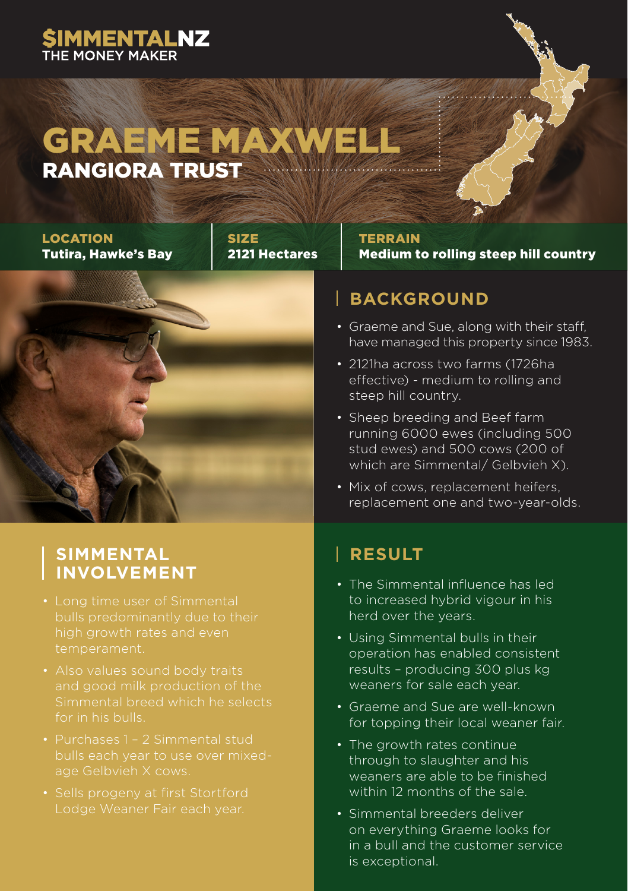$IMMENTALNZ
THE MONEY MAKER

# GRAEME MAXWELL
## RANGIORA TRUST

**LOCATION**
**Tutira, Hawke's Bay**

**SIZE**
**2121 Hectares**

**TERRAIN**
**Medium to rolling steep hill country**

## BACKGROUND

- Graeme and Sue, along with their staff, have managed this property since 1983.
- 2121ha across two farms (1726ha effective) - medium to rolling and steep hill country.
- Sheep breeding and Beef farm running 6000 ewes (including 500 stud ewes) and 500 cows (200 of which are Simmental/ Gelbvieh X).
- Mix of cows, replacement heifers, replacement one and two-year-olds.

## SIMMENTAL INVOLVEMENT

- Long time user of Simmental bulls predominantly due to their high growth rates and even temperament.
- Also values sound body traits and good milk production of the Simmental breed which he selects for in his bulls.
- Purchases 1 – 2 Simmental stud bulls each year to use over mixed-age Gelbvieh X cows.
- Sells progeny at first Stortford Lodge Weaner Fair each year.

## RESULT

- The Simmental influence has led to increased hybrid vigour in his herd over the years.
- Using Simmental bulls in their operation has enabled consistent results – producing 300 plus kg weaners for sale each year.
- Graeme and Sue are well-known for topping their local weaner fair.
- The growth rates continue through to slaughter and his weaners are able to be finished within 12 months of the sale.
- Simmental breeders deliver on everything Graeme looks for in a bull and the customer service is exceptional.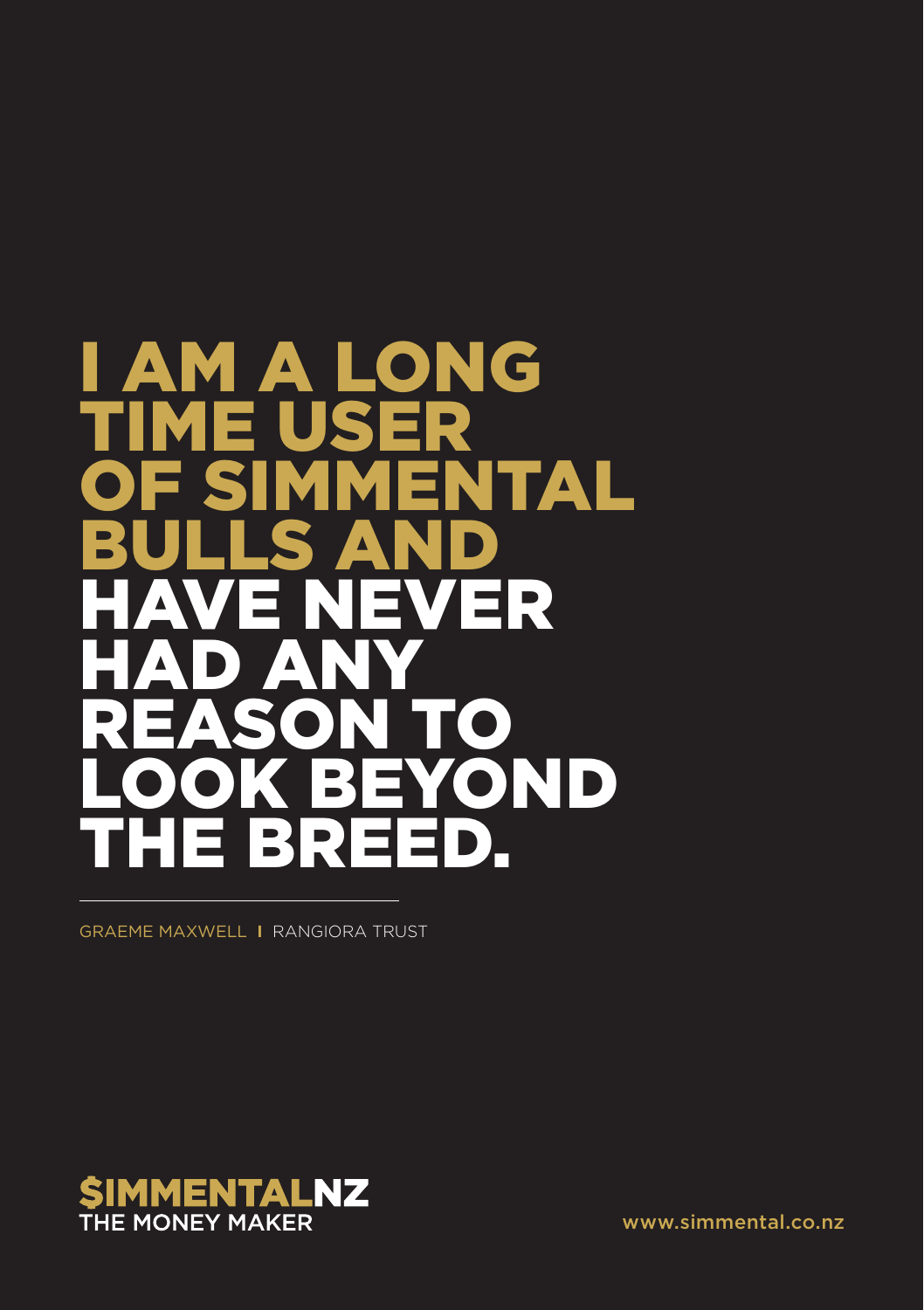# I AM A LONG TIME USER OF SIMMENTAL BULLS AND HAVE NEVER HAD ANY REASON TO LOOK BEYOND THE BREED.

GRAEME MAXWELL | RANGIORA TRUST

$IMMENTALNZ
THE MONEY MAKER

www.simmental.co.nz